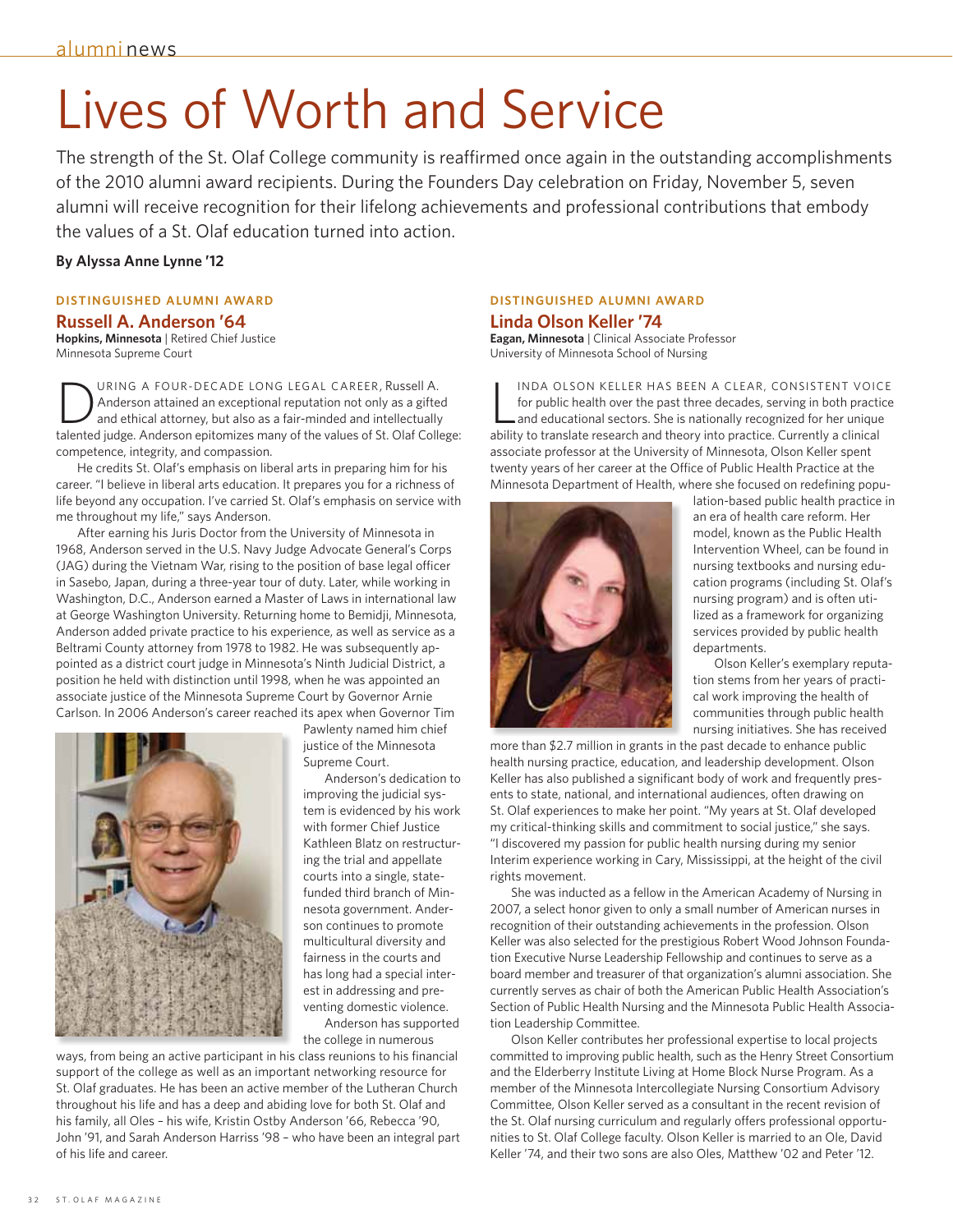# Lives of Worth and Service

The strength of the St. Olaf College community is reaffirmed once again in the outstanding accomplishments of the 2010 alumni award recipients. During the Founders Day celebration on Friday, November 5, seven alumni will receive recognition for their lifelong achievements and professional contributions that embody the values of a St. Olaf education turned into action.

**By Alyssa Anne Lynne '12**

### DISTINGUISHED ALUMNI AWARD

## Russell A. Anderson '64

**Hopkins, Minnesota** | Retired Chief Justice
Minnesota Supreme Court

During a four-decade long legal career, Russell A. Anderson attained an exceptional reputation not only as a gifted and ethical attorney, but also as a fair-minded and intellectually talented judge. Anderson epitomizes many of the values of St. Olaf College: competence, integrity, and compassion.

He credits St. Olaf's emphasis on liberal arts in preparing him for his career. "I believe in liberal arts education. It prepares you for a richness of life beyond any occupation. I've carried St. Olaf's emphasis on service with me throughout my life," says Anderson.

After earning his Juris Doctor from the University of Minnesota in 1968, Anderson served in the U.S. Navy Judge Advocate General's Corps (JAG) during the Vietnam War, rising to the position of base legal officer in Sasebo, Japan, during a three-year tour of duty. Later, while working in Washington, D.C., Anderson earned a Master of Laws in international law at George Washington University. Returning home to Bemidji, Minnesota, Anderson added private practice to his experience, as well as service as a Beltrami County attorney from 1978 to 1982. He was subsequently appointed as a district court judge in Minnesota's Ninth Judicial District, a position he held with distinction until 1998, when he was appointed an associate justice of the Minnesota Supreme Court by Governor Arnie Carlson. In 2006 Anderson's career reached its apex when Governor Tim Pawlenty named him chief justice of the Minnesota Supreme Court.

Anderson's dedication to improving the judicial system is evidenced by his work with former Chief Justice Kathleen Blatz on restructuring the trial and appellate courts into a single, state-funded third branch of Minnesota government. Anderson continues to promote multicultural diversity and fairness in the courts and has long had a special interest in addressing and preventing domestic violence.

Anderson has supported the college in numerous ways, from being an active participant in his class reunions to his financial support of the college as well as an important networking resource for St. Olaf graduates. He has been an active member of the Lutheran Church throughout his life and has a deep and abiding love for both St. Olaf and his family, all Oles – his wife, Kristin Ostby Anderson '66, Rebecca '90, John '91, and Sarah Anderson Harriss '98 – who have been an integral part of his life and career.

### DISTINGUISHED ALUMNI AWARD

## Linda Olson Keller '74

**Eagan, Minnesota** | Clinical Associate Professor
University of Minnesota School of Nursing

Linda Olson Keller has been a clear, consistent voice for public health over the past three decades, serving in both practice and educational sectors. She is nationally recognized for her unique ability to translate research and theory into practice. Currently a clinical associate professor at the University of Minnesota, Olson Keller spent twenty years of her career at the Office of Public Health Practice at the Minnesota Department of Health, where she focused on redefining population-based public health practice in an era of health care reform. Her model, known as the Public Health Intervention Wheel, can be found in nursing textbooks and nursing education programs (including St. Olaf's nursing program) and is often utilized as a framework for organizing services provided by public health departments.

Olson Keller's exemplary reputation stems from her years of practical work improving the health of communities through public health nursing initiatives. She has received more than $2.7 million in grants in the past decade to enhance public health nursing practice, education, and leadership development. Olson Keller has also published a significant body of work and frequently presents to state, national, and international audiences, often drawing on St. Olaf experiences to make her point. "My years at St. Olaf developed my critical-thinking skills and commitment to social justice," she says. "I discovered my passion for public health nursing during my senior Interim experience working in Cary, Mississippi, at the height of the civil rights movement.

She was inducted as a fellow in the American Academy of Nursing in 2007, a select honor given to only a small number of American nurses in recognition of their outstanding achievements in the profession. Olson Keller was also selected for the prestigious Robert Wood Johnson Foundation Executive Nurse Leadership Fellowship and continues to serve as a board member and treasurer of that organization's alumni association. She currently serves as chair of both the American Public Health Association's Section of Public Health Nursing and the Minnesota Public Health Association Leadership Committee.

Olson Keller contributes her professional expertise to local projects committed to improving public health, such as the Henry Street Consortium and the Elderberry Institute Living at Home Block Nurse Program. As a member of the Minnesota Intercollegiate Nursing Consortium Advisory Committee, Olson Keller served as a consultant in the recent revision of the St. Olaf nursing curriculum and regularly offers professional opportunities to St. Olaf College faculty. Olson Keller is married to an Ole, David Keller '74, and their two sons are also Oles, Matthew '02 and Peter '12.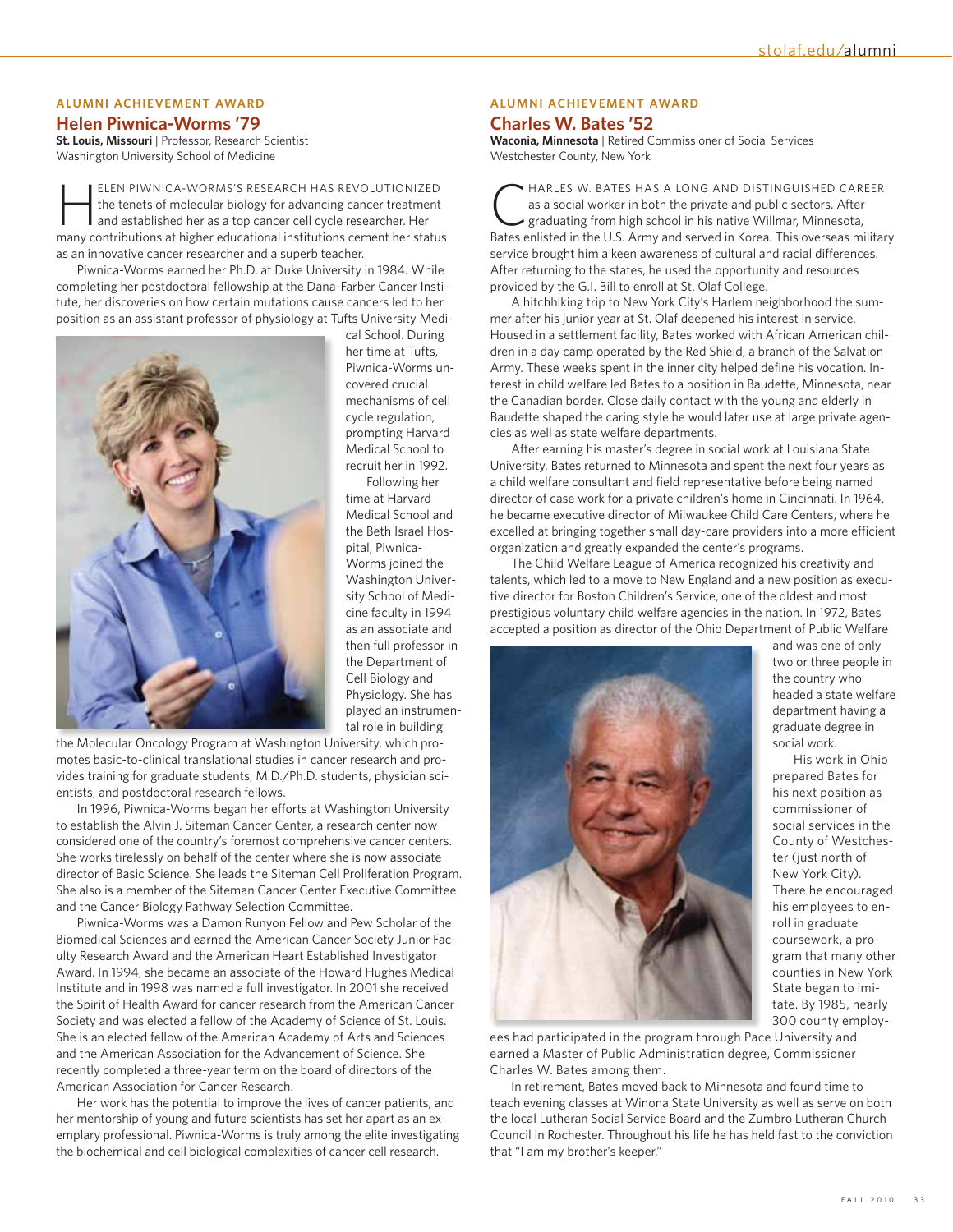### ALUMNI ACHIEVEMENT AWARD

## Helen Piwnica-Worms '79

**St. Louis, Missouri** | Professor, Research Scientist
Washington University School of Medicine

HELEN PIWNICA-WORMS'S RESEARCH HAS REVOLUTIONIZED the tenets of molecular biology for advancing cancer treatment and established her as a top cancer cell cycle researcher. Her many contributions at higher educational institutions cement her status as an innovative cancer researcher and a superb teacher.

Piwnica-Worms earned her Ph.D. at Duke University in 1984. While completing her postdoctoral fellowship at the Dana-Farber Cancer Institute, her discoveries on how certain mutations cause cancers led to her position as an assistant professor of physiology at Tufts University Medical School. During her time at Tufts, Piwnica-Worms uncovered crucial mechanisms of cell cycle regulation, prompting Harvard Medical School to recruit her in 1992.

Following her time at Harvard Medical School and the Beth Israel Hospital, Piwnica-Worms joined the Washington University School of Medicine faculty in 1994 as an associate and then full professor in the Department of Cell Biology and Physiology. She has played an instrumental role in building the Molecular Oncology Program at Washington University, which promotes basic-to-clinical translational studies in cancer research and provides training for graduate students, M.D./Ph.D. students, physician scientists, and postdoctoral research fellows.

In 1996, Piwnica-Worms began her efforts at Washington University to establish the Alvin J. Siteman Cancer Center, a research center now considered one of the country's foremost comprehensive cancer centers. She works tirelessly on behalf of the center where she is now associate director of Basic Science. She leads the Siteman Cell Proliferation Program. She also is a member of the Siteman Cancer Center Executive Committee and the Cancer Biology Pathway Selection Committee.

Piwnica-Worms was a Damon Runyon Fellow and Pew Scholar of the Biomedical Sciences and earned the American Cancer Society Junior Faculty Research Award and the American Heart Established Investigator Award. In 1994, she became an associate of the Howard Hughes Medical Institute and in 1998 was named a full investigator. In 2001 she received the Spirit of Health Award for cancer research from the American Cancer Society and was elected a fellow of the Academy of Science of St. Louis. She is an elected fellow of the American Academy of Arts and Sciences and the American Association for the Advancement of Science. She recently completed a three-year term on the board of directors of the American Association for Cancer Research.

Her work has the potential to improve the lives of cancer patients, and her mentorship of young and future scientists has set her apart as an exemplary professional. Piwnica-Worms is truly among the elite investigating the biochemical and cell biological complexities of cancer cell research.

### ALUMNI ACHIEVEMENT AWARD

## Charles W. Bates '52

**Waconia, Minnesota** | Retired Commissioner of Social Services
Westchester County, New York

CHARLES W. BATES HAS A LONG AND DISTINGUISHED CAREER as a social worker in both the private and public sectors. After graduating from high school in his native Willmar, Minnesota, Bates enlisted in the U.S. Army and served in Korea. This overseas military service brought him a keen awareness of cultural and racial differences. After returning to the states, he used the opportunity and resources provided by the G.I. Bill to enroll at St. Olaf College.

A hitchhiking trip to New York City's Harlem neighborhood the summer after his junior year at St. Olaf deepened his interest in service. Housed in a settlement facility, Bates worked with African American children in a day camp operated by the Red Shield, a branch of the Salvation Army. These weeks spent in the inner city helped define his vocation. Interest in child welfare led Bates to a position in Baudette, Minnesota, near the Canadian border. Close daily contact with the young and elderly in Baudette shaped the caring style he would later use at large private agencies as well as state welfare departments.

After earning his master's degree in social work at Louisiana State University, Bates returned to Minnesota and spent the next four years as a child welfare consultant and field representative before being named director of case work for a private children's home in Cincinnati. In 1964, he became executive director of Milwaukee Child Care Centers, where he excelled at bringing together small day-care providers into a more efficient organization and greatly expanded the center's programs.

The Child Welfare League of America recognized his creativity and talents, which led to a move to New England and a new position as executive director for Boston Children's Service, one of the oldest and most prestigious voluntary child welfare agencies in the nation. In 1972, Bates accepted a position as director of the Ohio Department of Public Welfare and was one of only two or three people in the country who headed a state welfare department having a graduate degree in social work.

His work in Ohio prepared Bates for his next position as commissioner of social services in the County of Westchester (just north of New York City). There he encouraged his employees to enroll in graduate coursework, a program that many other counties in New York State began to imitate. By 1985, nearly 300 county employees had participated in the program through Pace University and earned a Master of Public Administration degree, Commissioner Charles W. Bates among them.

In retirement, Bates moved back to Minnesota and found time to teach evening classes at Winona State University as well as serve on both the local Lutheran Social Service Board and the Zumbro Lutheran Church Council in Rochester. Throughout his life he has held fast to the conviction that "I am my brother's keeper."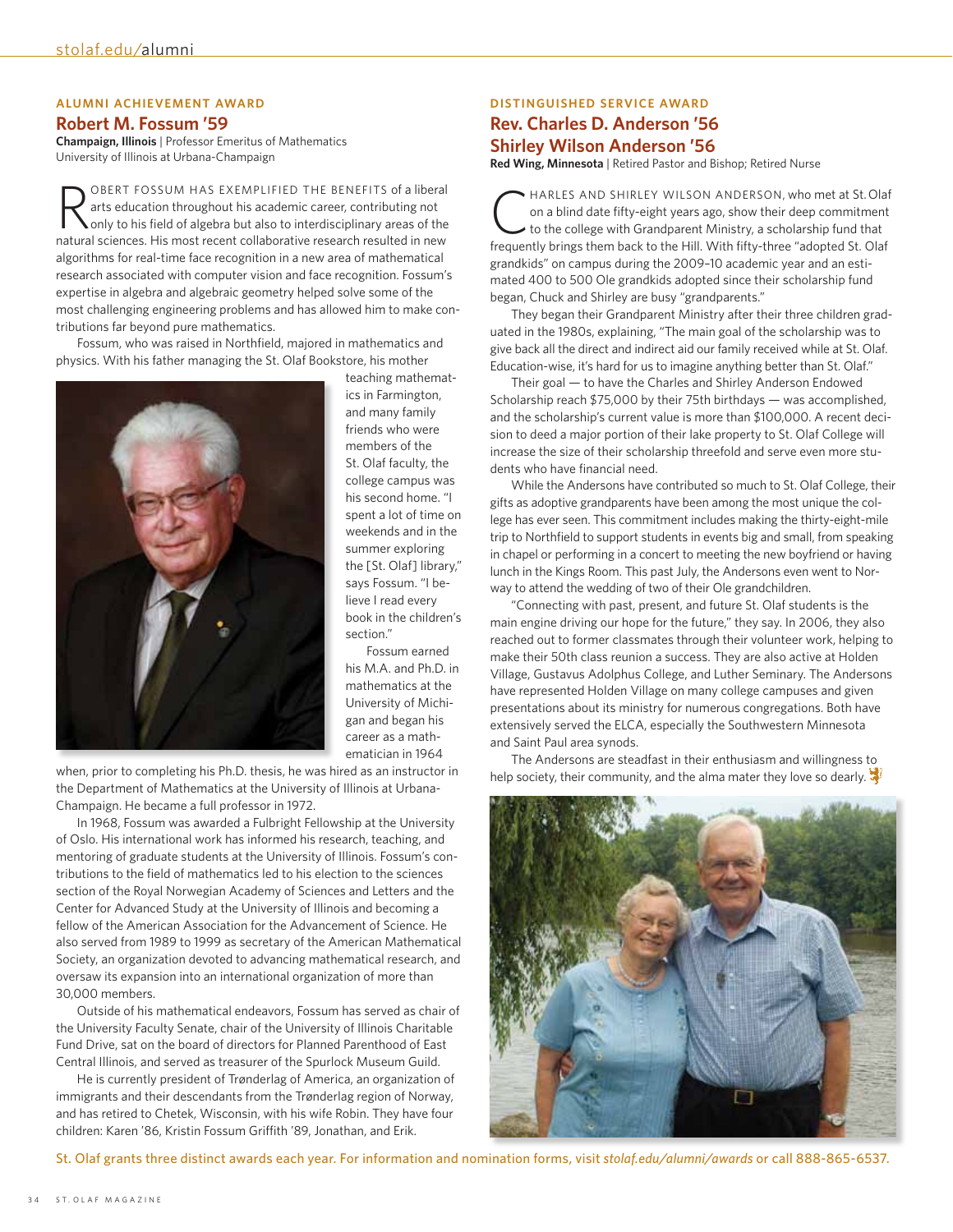### ALUMNI ACHIEVEMENT AWARD

## Robert M. Fossum '59

**Champaign, Illinois** | Professor Emeritus of Mathematics
University of Illinois at Urbana-Champaign

ROBERT FOSSUM HAS EXEMPLIFIED THE BENEFITS of a liberal arts education throughout his academic career, contributing not only to his field of algebra but also to interdisciplinary areas of the natural sciences. His most recent collaborative research resulted in new algorithms for real-time face recognition in a new area of mathematical research associated with computer vision and face recognition. Fossum's expertise in algebra and algebraic geometry helped solve some of the most challenging engineering problems and has allowed him to make contributions far beyond pure mathematics.

Fossum, who was raised in Northfield, majored in mathematics and physics. With his father managing the St. Olaf Bookstore, his mother teaching mathematics in Farmington, and many family friends who were members of the St. Olaf faculty, the college campus was his second home. "I spent a lot of time on weekends and in the summer exploring the [St. Olaf] library," says Fossum. "I believe I read every book in the children's section."

Fossum earned his M.A. and Ph.D. in mathematics at the University of Michigan and began his career as a mathematician in 1964 when, prior to completing his Ph.D. thesis, he was hired as an instructor in the Department of Mathematics at the University of Illinois at Urbana-Champaign. He became a full professor in 1972.

In 1968, Fossum was awarded a Fulbright Fellowship at the University of Oslo. His international work has informed his research, teaching, and mentoring of graduate students at the University of Illinois. Fossum's contributions to the field of mathematics led to his election to the sciences section of the Royal Norwegian Academy of Sciences and Letters and the Center for Advanced Study at the University of Illinois and becoming a fellow of the American Association for the Advancement of Science. He also served from 1989 to 1999 as secretary of the American Mathematical Society, an organization devoted to advancing mathematical research, and oversaw its expansion into an international organization of more than 30,000 members.

Outside of his mathematical endeavors, Fossum has served as chair of the University Faculty Senate, chair of the University of Illinois Charitable Fund Drive, sat on the board of directors for Planned Parenthood of East Central Illinois, and served as treasurer of the Spurlock Museum Guild.

He is currently president of Trønderlag of America, an organization of immigrants and their descendants from the Trønderlag region of Norway, and has retired to Chetek, Wisconsin, with his wife Robin. They have four children: Karen '86, Kristin Fossum Griffith '89, Jonathan, and Erik.

### DISTINGUISHED SERVICE AWARD

## Rev. Charles D. Anderson '56
## Shirley Wilson Anderson '56

**Red Wing, Minnesota** | Retired Pastor and Bishop; Retired Nurse

CHARLES AND SHIRLEY WILSON ANDERSON, who met at St. Olaf on a blind date fifty-eight years ago, show their deep commitment to the college with Grandparent Ministry, a scholarship fund that frequently brings them back to the Hill. With fifty-three "adopted St. Olaf grandkids" on campus during the 2009–10 academic year and an estimated 400 to 500 Ole grandkids adopted since their scholarship fund began, Chuck and Shirley are busy "grandparents."

They began their Grandparent Ministry after their three children graduated in the 1980s, explaining, "The main goal of the scholarship was to give back all the direct and indirect aid our family received while at St. Olaf. Education-wise, it's hard for us to imagine anything better than St. Olaf."

Their goal — to have the Charles and Shirley Anderson Endowed Scholarship reach $75,000 by their 75th birthdays — was accomplished, and the scholarship's current value is more than $100,000. A recent decision to deed a major portion of their lake property to St. Olaf College will increase the size of their scholarship threefold and serve even more students who have financial need.

While the Andersons have contributed so much to St. Olaf College, their gifts as adoptive grandparents have been among the most unique the college has ever seen. This commitment includes making the thirty-eight-mile trip to Northfield to support students in events big and small, from speaking in chapel or performing in a concert to meeting the new boyfriend or having lunch in the Kings Room. This past July, the Andersons even went to Norway to attend the wedding of two of their Ole grandchildren.

"Connecting with past, present, and future St. Olaf students is the main engine driving our hope for the future," they say. In 2006, they also reached out to former classmates through their volunteer work, helping to make their 50th class reunion a success. They are also active at Holden Village, Gustavus Adolphus College, and Luther Seminary. The Andersons have represented Holden Village on many college campuses and given presentations about its ministry for numerous congregations. Both have extensively served the ELCA, especially the Southwestern Minnesota and Saint Paul area synods.

The Andersons are steadfast in their enthusiasm and willingness to help society, their community, and the alma mater they love so dearly.

St. Olaf grants three distinct awards each year. For information and nomination forms, visit *stolaf.edu/alumni/awards* or call 888-865-6537.